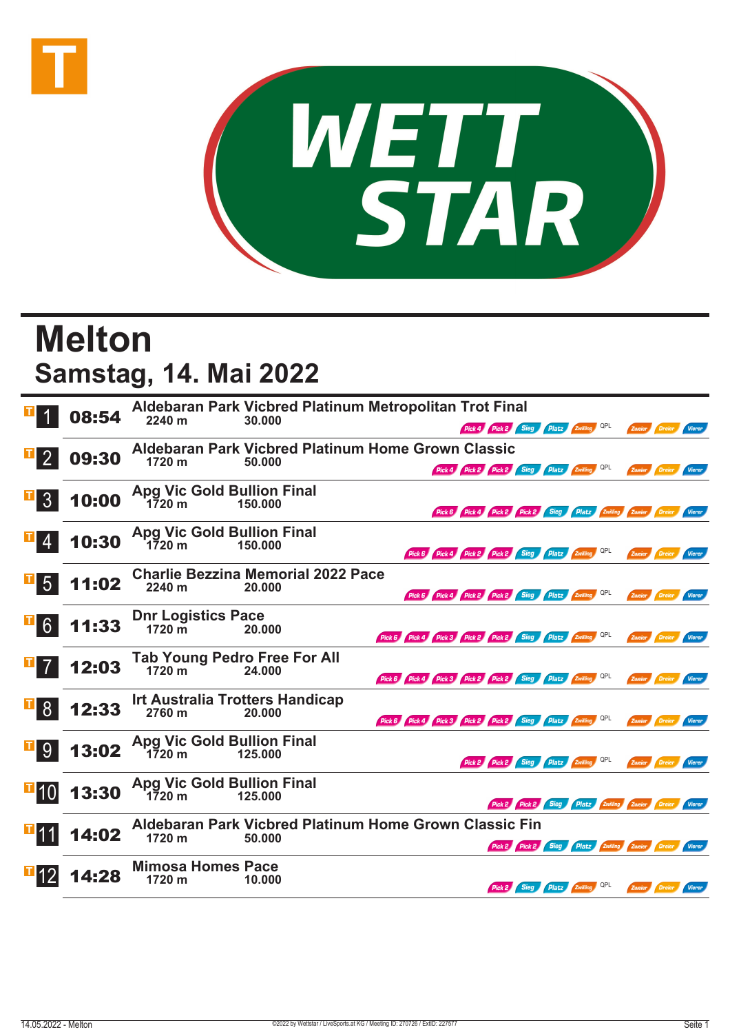# Melton

## Samstag, 14. Mai 2022

| Nr. | Zeit | Rennen | Distanz | Preisgeld | Wetten |
|---|---|---|---|---|---|
| 1 | 08:54 | Aldebaran Park Vicbred Platinum Metropolitan Trot Final | 2240 m | 30.000 | Pick 4, Pick 2, Sieg, Platz, Zwilling, QPL, Zweier, Dreier, Vierer |
| 2 | 09:30 | Aldebaran Park Vicbred Platinum Home Grown Classic | 1720 m | 50.000 | Pick 4, Pick 2, Pick 2, Sieg, Platz, Zwilling, QPL, Zweier, Dreier, Vierer |
| 3 | 10:00 | Apg Vic Gold Bullion Final | 1720 m | 150.000 | Pick 6, Pick 4, Pick 2, Pick 2, Sieg, Platz, Zwilling, Zweier, Dreier, Vierer |
| 4 | 10:30 | Apg Vic Gold Bullion Final | 1720 m | 150.000 | Pick 6, Pick 4, Pick 2, Pick 2, Sieg, Platz, Zwilling, QPL, Zweier, Dreier, Vierer |
| 5 | 11:02 | Charlie Bezzina Memorial 2022 Pace | 2240 m | 20.000 | Pick 6, Pick 4, Pick 2, Pick 2, Sieg, Platz, Zwilling, QPL, Zweier, Dreier, Vierer |
| 6 | 11:33 | Dnr Logistics Pace | 1720 m | 20.000 | Pick 6, Pick 4, Pick 3, Pick 2, Pick 2, Sieg, Platz, Zwilling, QPL, Zweier, Dreier, Vierer |
| 7 | 12:03 | Tab Young Pedro Free For All | 1720 m | 24.000 | Pick 6, Pick 4, Pick 3, Pick 2, Pick 2, Sieg, Platz, Zwilling, QPL, Zweier, Dreier, Vierer |
| 8 | 12:33 | Irt Australia Trotters Handicap | 2760 m | 20.000 | Pick 6, Pick 4, Pick 3, Pick 2, Pick 2, Sieg, Platz, Zwilling, QPL, Zweier, Dreier, Vierer |
| 9 | 13:02 | Apg Vic Gold Bullion Final | 1720 m | 125.000 | Pick 2, Pick 2, Sieg, Platz, Zwilling, QPL, Zweier, Dreier, Vierer |
| 10 | 13:30 | Apg Vic Gold Bullion Final | 1720 m | 125.000 | Pick 2, Pick 2, Sieg, Platz, Zwilling, Zweier, Dreier, Vierer |
| 11 | 14:02 | Aldebaran Park Vicbred Platinum Home Grown Classic Fin | 1720 m | 50.000 | Pick 2, Pick 2, Sieg, Platz, Zwilling, Zweier, Dreier, Vierer |
| 12 | 14:28 | Mimosa Homes Pace | 1720 m | 10.000 | Pick 2, Sieg, Platz, Zwilling, QPL, Zweier, Dreier, Vierer |

©2022 by Wettstar / LiveSports.at KG / Meeting ID: 270726 / ExtID: 227577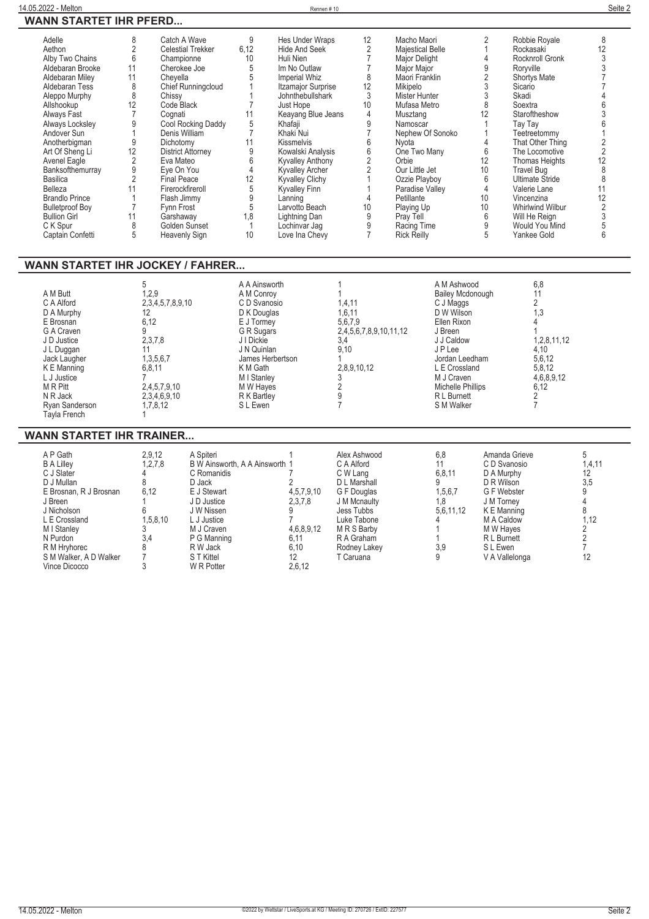## WANN STARTET IHR PFERD...

| | | | | | | | | | |
|---|---|---|---|---|---|---|---|---|---|
| Adelle | 8 | Catch A Wave | 9 | Hes Under Wraps | 12 | Macho Maori | 2 | Robbie Royale | 8 |
| Aethon | 2 | Celestial Trekker | 6,12 | Hide And Seek | 2 | Majestical Belle | 1 | Rockasaki | 12 |
| Alby Two Chains | 6 | Championne | 10 | Huli Nien | 7 | Major Delight | 4 | Rocknroll Gronk | 3 |
| Aldebaran Brooke | 11 | Cherokee Joe | 5 | Im No Outlaw | 7 | Major Major | 9 | Roryville | 3 |
| Aldebaran Miley | 11 | Cheyella | 5 | Imperial Whiz | 8 | Maori Franklin | 2 | Shortys Mate | 7 |
| Aldebaran Tess | 8 | Chief Runningcloud | 1 | Itzamajor Surprise | 12 | Mikipelo | 3 | Sicario | 7 |
| Aleppo Murphy | 8 | Chissy | 1 | Johnthebullshark | 3 | Mister Hunter | 3 | Skadi | 4 |
| Allshookup | 12 | Code Black | 7 | Just Hope | 10 | Mufasa Metro | 8 | Soextra | 6 |
| Always Fast | 7 | Cognati | 11 | Keayang Blue Jeans | 4 | Musztang | 12 | Staroftheshow | 3 |
| Always Locksley | 9 | Cool Rocking Daddy | 5 | Khafaji | 9 | Namoscar | 1 | Tay Tay | 6 |
| Andover Sun | 1 | Denis William | 7 | Khaki Nui | 7 | Nephew Of Sonoko | 1 | Teetreetommy | 1 |
| Anotherbigman | 9 | Dichotomy | 11 | Kissmelvis | 6 | Nyota | 4 | That Other Thing | 2 |
| Art Of Sheng Li | 12 | District Attorney | 9 | Kowalski Analysis | 6 | One Two Many | 6 | The Locomotive | 2 |
| Avenel Eagle | 2 | Eva Mateo | 6 | Kyvalley Anthony | 2 | Orbie | 12 | Thomas Heights | 12 |
| Banksofthemurray | 9 | Eye On You | 4 | Kyvalley Archer | 2 | Our Little Jet | 10 | Travel Bug | 8 |
| Basilica | 2 | Final Peace | 12 | Kyvalley Clichy | 1 | Ozzie Playboy | 6 | Ultimate Stride | 8 |
| Belleza | 11 | Firerockfireroll | 5 | Kyvalley Finn | 1 | Paradise Valley | 4 | Valerie Lane | 11 |
| Brandlo Prince | 1 | Flash Jimmy | 9 | Lanning | 4 | Petillante | 10 | Vincenzina | 12 |
| Bulletproof Boy | 7 | Fynn Frost | 5 | Larvotto Beach | 10 | Playing Up | 10 | Whirlwind Wilbur | 2 |
| Bullion Girl | 11 | Garshaway | 1,8 | Lightning Dan | 9 | Pray Tell | 6 | Will He Reign | 3 |
| C K Spur | 8 | Golden Sunset | 1 | Lochinvar Jag | 9 | Racing Time | 9 | Would You Mind | 5 |
| Captain Confetti | 5 | Heavenly Sign | 10 | Love Ina Chevy | 7 | Rick Reilly | 5 | Yankee Gold | 6 |

## WANN STARTET IHR JOCKEY / FAHRER...

| | | | | | |
|---|---|---|---|---|---|
| | 5 | A A Ainsworth | 1 | A M Ashwood | 6,8 |
| A M Butt | 1,2,9 | A M Conroy | 1 | Bailey Mcdonough | 11 |
| C A Alford | 2,3,4,5,7,8,9,10 | C D Svanosio | 1,4,11 | C J Maggs | 2 |
| D A Murphy | 12 | D K Douglas | 1,6,11 | D W Wilson | 1,3 |
| E Brosnan | 6,12 | E J Tormey | 5,6,7,9 | Ellen Rixon | 4 |
| G A Craven | 9 | G R Sugars | 2,4,5,6,7,8,9,10,11,12 | J Breen | 1 |
| J D Justice | 2,3,7,8 | J I Dickie | 3,4 | J J Caldow | 1,2,8,11,12 |
| J L Duggan | 11 | J N Quinlan | 9,10 | J P Lee | 4,10 |
| Jack Laugher | 1,3,5,6,7 | James Herbertson | 1 | Jordan Leedham | 5,6,12 |
| K E Manning | 6,8,11 | K M Gath | 2,8,9,10,12 | L E Crossland | 5,8,12 |
| L J Justice | 7 | M I Stanley | 3 | M J Craven | 4,6,8,9,12 |
| M R Pitt | 2,4,5,7,9,10 | M W Hayes | 2 | Michelle Phillips | 6,12 |
| N R Jack | 2,3,4,6,9,10 | R K Bartley | 9 | R L Burnett | 2 |
| Ryan Sanderson | 1,7,8,12 | S L Ewen | 7 | S M Walker | 7 |
| Tayla French | 1 | | | | |

## WANN STARTET IHR TRAINER...

| | | | | | | | | | |
|---|---|---|---|---|---|---|---|---|---|
| A P Gath | 2,9,12 | A Spiteri | 1 | Alex Ashwood | 6,8 | Amanda Grieve | 5 |
| B A Lilley | 1,2,7,8 | B W Ainsworth, A A Ainsworth | 1 | C A Alford | 11 | C D Svanosio | 1,4,11 |
| C J Slater | 4 | C Romanidis | 7 | C W Lang | 6,8,11 | D A Murphy | 12 |
| D J Mullan | 8 | D Jack | 2 | D L Marshall | 9 | D R Wilson | 3,5 |
| E Brosnan, R J Brosnan | 6,12 | E J Stewart | 4,5,7,9,10 | G F Douglas | 1,5,6,7 | G F Webster | 9 |
| J Breen | 1 | J D Justice | 2,3,7,8 | J M Mcnaulty | 1,8 | J M Torney | 4 |
| J Nicholson | 6 | J W Nissen | 9 | Jess Tubbs | 5,6,11,12 | K E Manning | 8 |
| L E Crossland | 1,5,8,10 | L J Justice | 7 | Luke Tabone | 4 | M A Caldow | 1,12 |
| M I Stanley | 3 | M J Craven | 4,6,8,9,12 | M R S Barby | 1 | M W Hayes | 2 |
| N Purdon | 3,4 | P G Manning | 6,11 | R A Graham | 1 | R L Burnett | 2 |
| R M Hryhorec | 8 | R W Jack | 6,10 | Rodney Lakey | 3,9 | S L Ewen | 7 |
| S M Walker, A D Walker | 7 | S T Kittel | 12 | T Caruana | 9 | V A Vallelonga | 12 |
| Vince Dicocco | 3 | W R Potter | 2,6,12 | | | | |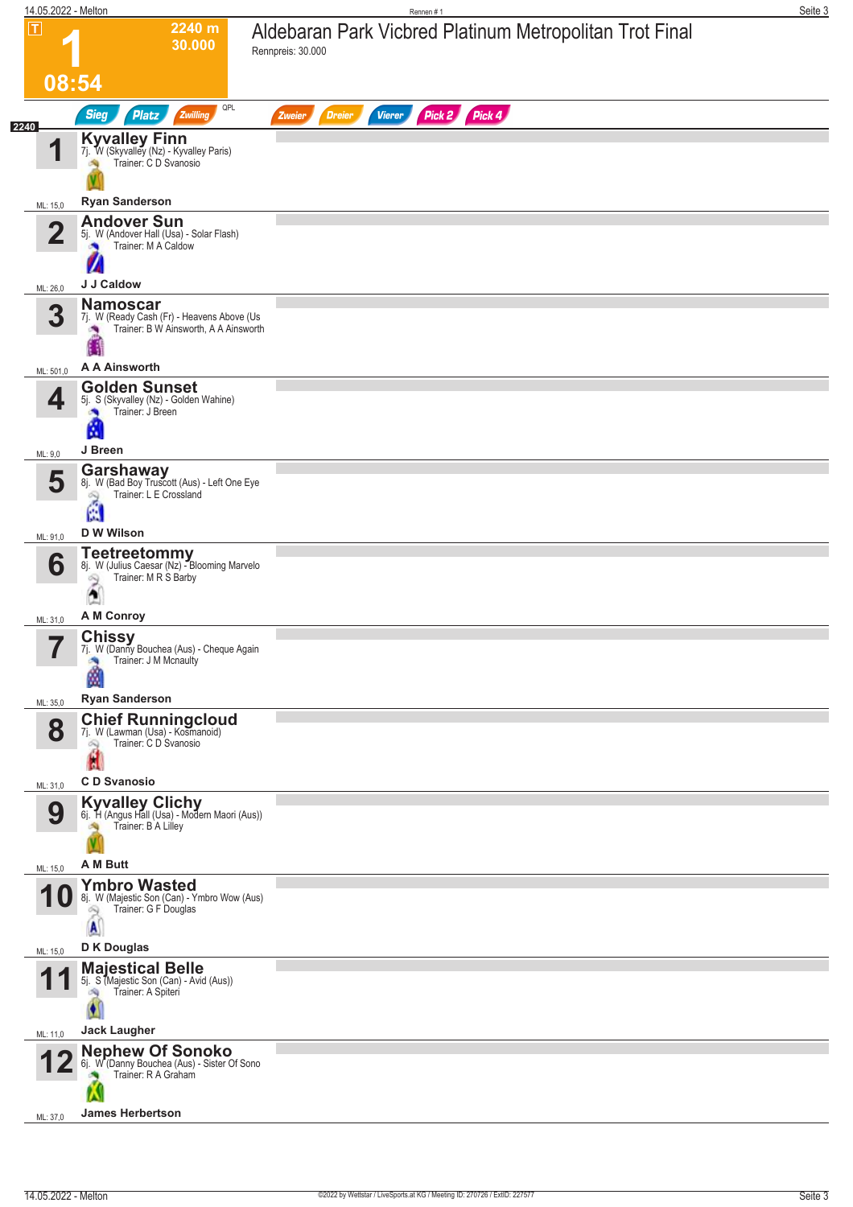# 1

**2240 m**
**30.000**
**08:54**

## Aldebaran Park Vicbred Platinum Metropolitan Trot Final

Rennpreis: 30.000

Sieg | Platz | Zwilling | QPL | Zweier | Dreier | Vierer | Pick 2 | Pick 4

**2240**

| Nr. | Pferd | ML |
|---|---|---|
| 1 | **Kyvalley Finn**<br>7j. W (Skyvalley (Nz) - Kyvalley Paris)<br>Trainer: C D Svanosio<br>**Ryan Sanderson** | ML: 15,0 |
| 2 | **Andover Sun**<br>5j. W (Andover Hall (Usa) - Solar Flash)<br>Trainer: M A Caldow<br>**J J Caldow** | ML: 26,0 |
| 3 | **Namoscar**<br>7j. W (Ready Cash (Fr) - Heavens Above (Us<br>Trainer: B W Ainsworth, A A Ainsworth<br>**A A Ainsworth** | ML: 501,0 |
| 4 | **Golden Sunset**<br>5j. S (Skyvalley (Nz) - Golden Wahine)<br>Trainer: J Breen<br>**J Breen** | ML: 9,0 |
| 5 | **Garshaway**<br>8j. W (Bad Boy Truscott (Aus) - Left One Eye<br>Trainer: L E Crossland<br>**D W Wilson** | ML: 91,0 |
| 6 | **Teetreetommy**<br>8j. W (Julius Caesar (Nz) - Blooming Marvelo<br>Trainer: M R S Barby<br>**A M Conroy** | ML: 31,0 |
| 7 | **Chissy**<br>7j. W (Danny Bouchea (Aus) - Cheque Again<br>Trainer: J M Mcnaulty<br>**Ryan Sanderson** | ML: 35,0 |
| 8 | **Chief Runningcloud**<br>7j. W (Lawman (Usa) - Kosmanoid)<br>Trainer: C D Svanosio<br>**C D Svanosio** | ML: 31,0 |
| 9 | **Kyvalley Clichy**<br>6j. H (Angus Hall (Usa) - Modern Maori (Aus))<br>Trainer: B A Lilley<br>**A M Butt** | ML: 15,0 |
| 10 | **Ymbro Wasted**<br>8j. W (Majestic Son (Can) - Ymbro Wow (Aus)<br>Trainer: G F Douglas<br>**D K Douglas** | ML: 15,0 |
| 11 | **Majestical Belle**<br>5j. S (Majestic Son (Can) - Avid (Aus))<br>Trainer: A Spiteri<br>**Jack Laugher** | ML: 11,0 |
| 12 | **Nephew Of Sonoko**<br>6j. W (Danny Bouchea (Aus) - Sister Of Sono<br>Trainer: R A Graham<br>**James Herbertson** | ML: 37,0 |

©2022 by Wettstar / LiveSports.at KG / Meeting ID: 270726 / ExtID: 227577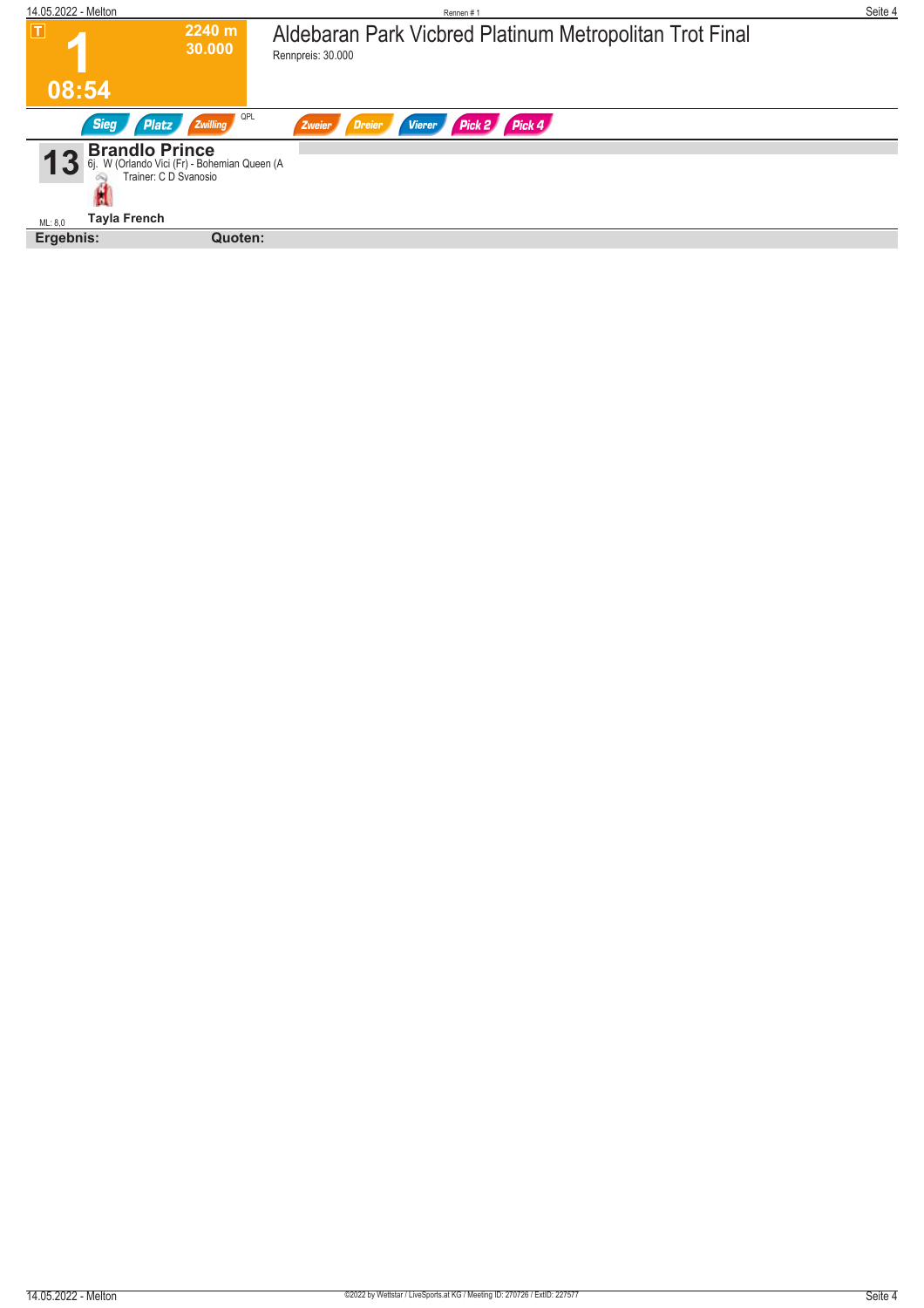**T**

# 1

**2240 m**
**30.000**

**08:54**

## Aldebaran Park Vicbred Platinum Metropolitan Trot Final

Rennpreis: 30.000

Sieg | Platz | Zwilling | QPL | Zweier | Dreier | Vierer | Pick 2 | Pick 4

**13** **Brandlo Prince**
6j. W (Orlando Vici (Fr) - Bohemian Queen (A
Trainer: C D Svanosio

ML: 8,0 **Tayla French**

**Ergebnis:** **Quoten:**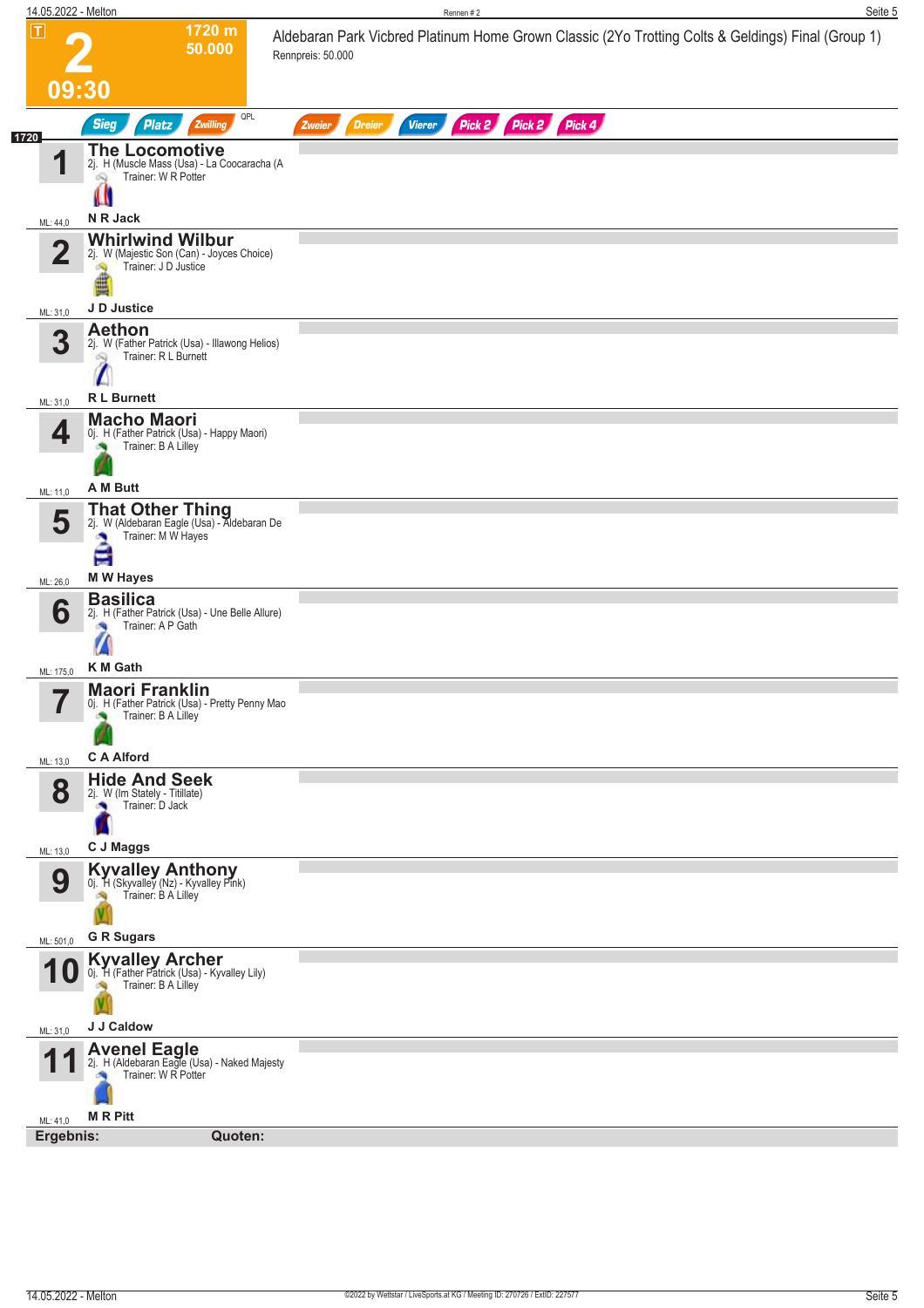# 2 — 09:30

**1720 m** | **50.000**

**Aldebaran Park Vicbred Platinum Home Grown Classic (2Yo Trotting Colts & Geldings) Final (Group 1)**

Rennpreis: 50.000

Sieg | Platz | Zwilling | QPL | Zweier | Dreier | Vierer | Pick 2 | Pick 2 | Pick 4

1720

| Nr. | Pferd | Abstammung | Trainer | Fahrer | ML |
|---|---|---|---|---|---|
| 1 | **The Locomotive** | 2j. H (Muscle Mass (Usa) - La Coocaracha (A | Trainer: W R Potter | N R Jack | ML: 44,0 |
| 2 | **Whirlwind Wilbur** | 2j. W (Majestic Son (Can) - Joyces Choice) | Trainer: J D Justice | J D Justice | ML: 31,0 |
| 3 | **Aethon** | 2j. W (Father Patrick (Usa) - Illawong Helios) | Trainer: R L Burnett | R L Burnett | ML: 31,0 |
| 4 | **Macho Maori** | 0j. H (Father Patrick (Usa) - Happy Maori) | Trainer: B A Lilley | A M Butt | ML: 11,0 |
| 5 | **That Other Thing** | 2j. W (Aldebaran Eagle (Usa) - Aldebaran De | Trainer: M W Hayes | M W Hayes | ML: 26,0 |
| 6 | **Basilica** | 2j. H (Father Patrick (Usa) - Une Belle Allure) | Trainer: A P Gath | K M Gath | ML: 175,0 |
| 7 | **Maori Franklin** | 0j. H (Father Patrick (Usa) - Pretty Penny Mao | Trainer: B A Lilley | C A Alford | ML: 13,0 |
| 8 | **Hide And Seek** | 2j. W (Im Stately - Titillate) | Trainer: D Jack | C J Maggs | ML: 13,0 |
| 9 | **Kyvalley Anthony** | 0j. H (Skyvalley (Nz) - Kyvalley Pink) | Trainer: B A Lilley | G R Sugars | ML: 501,0 |
| 10 | **Kyvalley Archer** | 0j. H (Father Patrick (Usa) - Kyvalley Lily) | Trainer: B A Lilley | J J Caldow | ML: 31,0 |
| 11 | **Avenel Eagle** | 2j. H (Aldebaran Eagle (Usa) - Naked Majesty | Trainer: W R Potter | M R Pitt | ML: 41,0 |

**Ergebnis:** **Quoten:**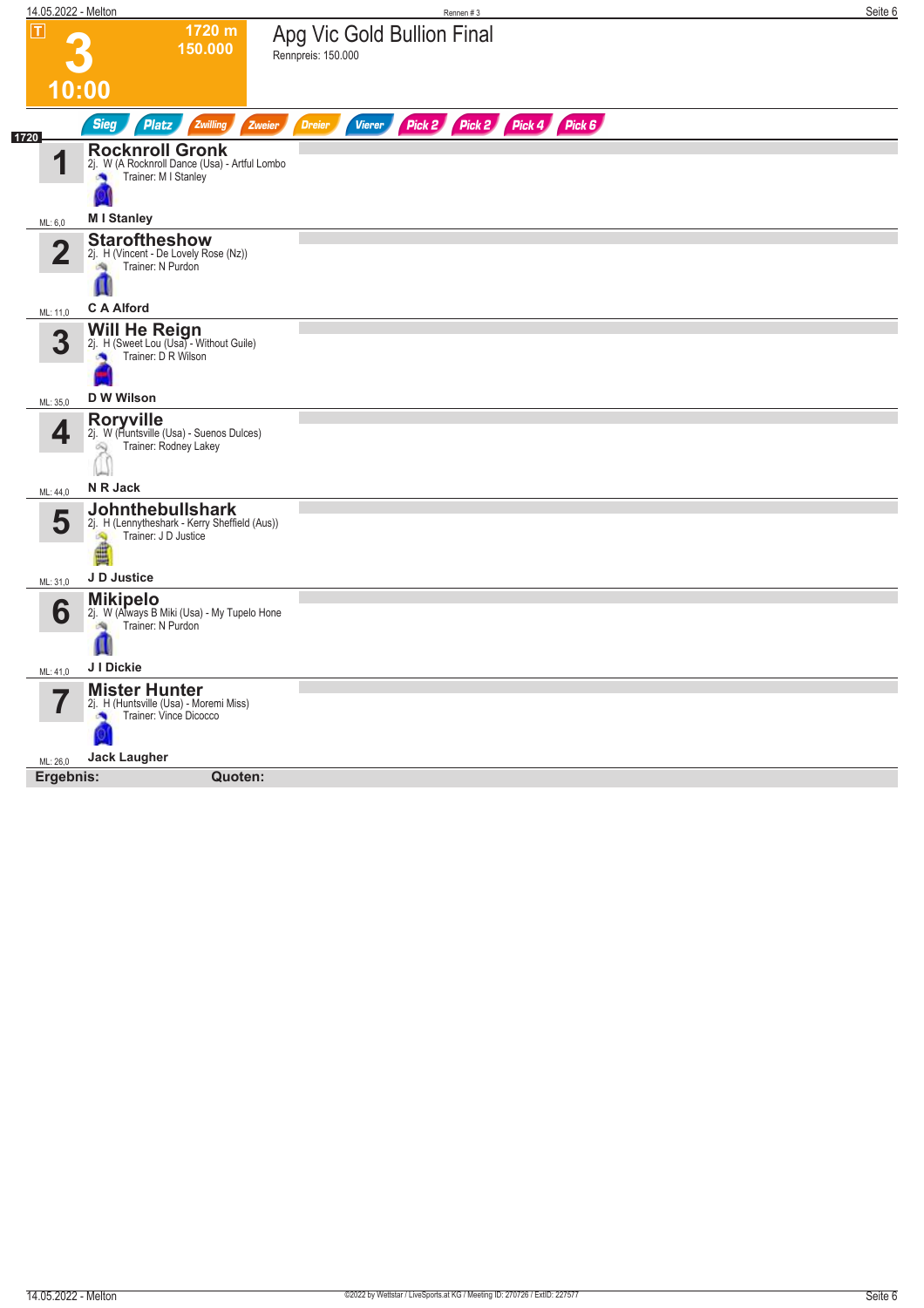# 3

**T**

**1720 m**
**150.000**

**10:00**

## Apg Vic Gold Bullion Final

Rennpreis: 150.000

Sieg | Platz | Zwilling | Zweier | Dreier | Vierer | Pick 2 | Pick 2 | Pick 4 | Pick 6

**1720**

| Nr. | Pferd | Abstammung | Trainer | Fahrer | ML |
|---|---|---|---|---|---|
| 1 | **Rocknroll Gronk** | 2j. W (A Rocknroll Dance (Usa) - Artful Lombo | Trainer: M I Stanley | **M I Stanley** | ML: 6,0 |
| 2 | **Staroftheshow** | 2j. H (Vincent - De Lovely Rose (Nz)) | Trainer: N Purdon | **C A Alford** | ML: 11,0 |
| 3 | **Will He Reign** | 2j. H (Sweet Lou (Usa) - Without Guile) | Trainer: D R Wilson | **D W Wilson** | ML: 35,0 |
| 4 | **Roryville** | 2j. W (Huntsville (Usa) - Suenos Dulces) | Trainer: Rodney Lakey | **N R Jack** | ML: 44,0 |
| 5 | **Johnthebullshark** | 2j. H (Lennytheshark - Kerry Sheffield (Aus)) | Trainer: J D Justice | **J D Justice** | ML: 31,0 |
| 6 | **Mikipelo** | 2j. W (Always B Miki (Usa) - My Tupelo Hone | Trainer: N Purdon | **J I Dickie** | ML: 41,0 |
| 7 | **Mister Hunter** | 2j. H (Huntsville (Usa) - Moremi Miss) | Trainer: Vince Dicocco | **Jack Laugher** | ML: 26,0 |

**Ergebnis:** **Quoten:**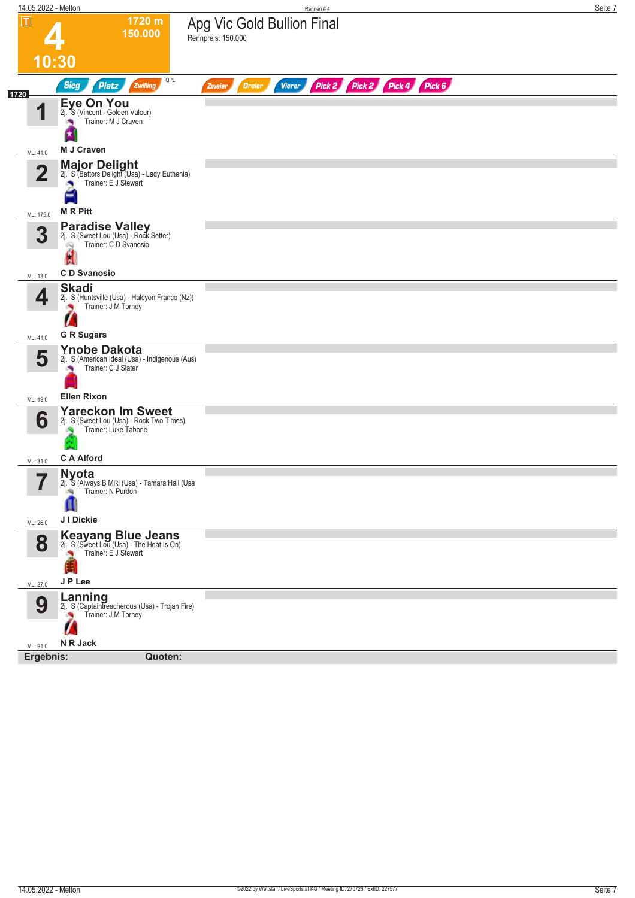# 4 — 10:30

**1720 m — 150.000**

## Apg Vic Gold Bullion Final

Rennpreis: 150.000

Sieg | Platz | Zwilling | QPL | Zweier | Dreier | Vierer | Pick 2 | Pick 2 | Pick 4 | Pick 6

**1720**

**1 Eye On You**
2j. S (Vincent - Golden Valour)
Trainer: M J Craven
M J Craven
ML: 41,0

**2 Major Delight**
2j. S (Bettors Delight (Usa) - Lady Euthenia)
Trainer: E J Stewart
M R Pitt
ML: 175,0

**3 Paradise Valley**
2j. S (Sweet Lou (Usa) - Rock Setter)
Trainer: C D Svanosio
C D Svanosio
ML: 13,0

**4 Skadi**
2j. S (Huntsville (Usa) - Halcyon Franco (Nz))
Trainer: J M Torney
G R Sugars
ML: 41,0

**5 Ynobe Dakota**
2j. S (American Ideal (Usa) - Indigenous (Aus)
Trainer: C J Slater
Ellen Rixon
ML: 19,0

**6 Yareckon Im Sweet**
2j. S (Sweet Lou (Usa) - Rock Two Times)
Trainer: Luke Tabone
C A Alford
ML: 31,0

**7 Nyota**
2j. S (Always B Miki (Usa) - Tamara Hall (Usa
Trainer: N Purdon
J I Dickie
ML: 26,0

**8 Keayang Blue Jeans**
2j. S (Sweet Lou (Usa) - The Heat Is On)
Trainer: E J Stewart
J P Lee
ML: 27,0

**9 Lanning**
2j. S (Captaintreacherous (Usa) - Trojan Fire)
Trainer: J M Torney
N R Jack
ML: 91,0

**Ergebnis:** **Quoten:**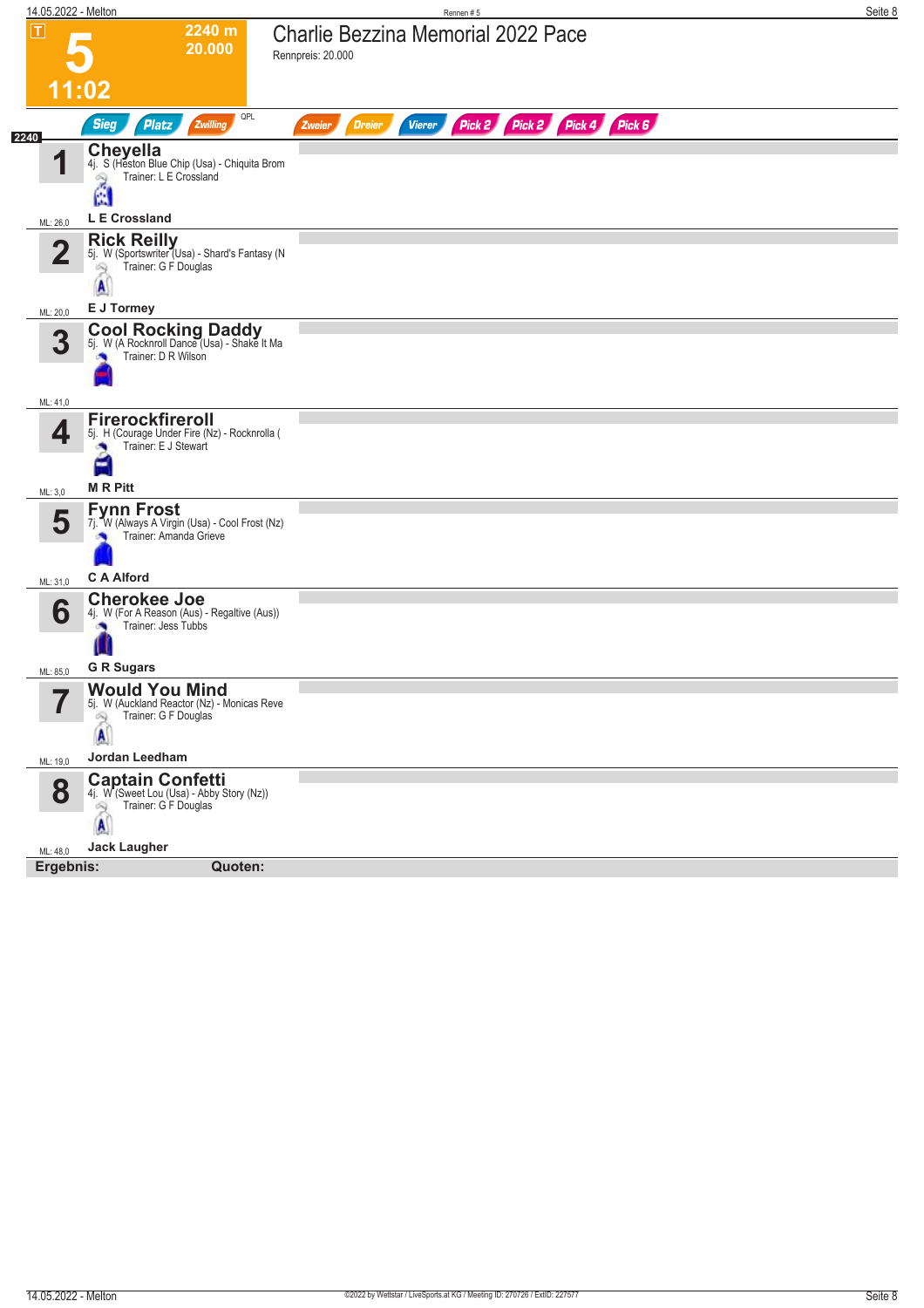# 5 — Charlie Bezzina Memorial 2022 Pace

T | 2240 m | 20.000 | 11:02

Rennpreis: 20.000

Sieg | Platz | Zwilling | QPL | Zweier | Dreier | Vierer | Pick 2 | Pick 2 | Pick 4 | Pick 6

2240

| Nr. | Pferd | Details | Trainer | Fahrer | ML |
|---|---|---|---|---|---|
| 1 | **Cheyella** | 4j. S (Heston Blue Chip (Usa) - Chiquita Brom | Trainer: L E Crossland | L E Crossland | ML: 26,0 |
| 2 | **Rick Reilly** | 5j. W (Sportswriter (Usa) - Shard's Fantasy (N | Trainer: G F Douglas | E J Tormey | ML: 20,0 |
| 3 | **Cool Rocking Daddy** | 5j. W (A Rocknroll Dance (Usa) - Shake It Ma | Trainer: D R Wilson | | ML: 41,0 |
| 4 | **Firerockfireroll** | 5j. H (Courage Under Fire (Nz) - Rocknrolla ( | Trainer: E J Stewart | M R Pitt | ML: 3,0 |
| 5 | **Fynn Frost** | 7j. W (Always A Virgin (Usa) - Cool Frost (Nz) | Trainer: Amanda Grieve | C A Alford | ML: 31,0 |
| 6 | **Cherokee Joe** | 4j. W (For A Reason (Aus) - Regaltive (Aus)) | Trainer: Jess Tubbs | G R Sugars | ML: 85,0 |
| 7 | **Would You Mind** | 5j. W (Auckland Reactor (Nz) - Monicas Reve | Trainer: G F Douglas | Jordan Leedham | ML: 19,0 |
| 8 | **Captain Confetti** | 4j. W (Sweet Lou (Usa) - Abby Story (Nz)) | Trainer: G F Douglas | Jack Laugher | ML: 48,0 |

**Ergebnis:** **Quoten:**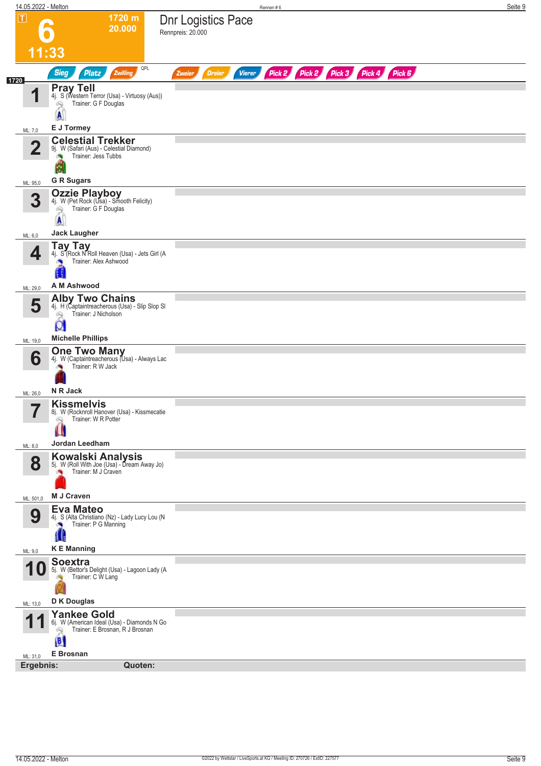# 6 — Dnr Logistics Pace

**11:33** | 1720 m | 20.000

Rennpreis: 20.000

Sieg | Platz | Zwilling | QPL | Zweier | Dreier | Vierer | Pick 2 | Pick 2 | Pick 3 | Pick 4 | Pick 6

**1720**

| Nr. | Pferd | ML |
|---|---|---|
| 1 | **Pray Tell**<br>4j. S (Western Terror (Usa) - Virtuosy (Aus))<br>Trainer: G F Douglas<br>**E J Tormey** | ML: 7,0 |
| 2 | **Celestial Trekker**<br>9j. W (Safari (Aus) - Celestial Diamond)<br>Trainer: Jess Tubbs<br>**G R Sugars** | ML: 95,0 |
| 3 | **Ozzie Playboy**<br>4j. W (Pet Rock (Usa) - Smooth Felicity)<br>Trainer: G F Douglas<br>**Jack Laugher** | ML: 6,0 |
| 4 | **Tay Tay**<br>4j. S (Rock N Roll Heaven (Usa) - Jets Girl (A<br>Trainer: Alex Ashwood<br>**A M Ashwood** | ML: 29,0 |
| 5 | **Alby Two Chains**<br>4j. H (Captaintreacherous (Usa) - Slip Slop Sl<br>Trainer: J Nicholson<br>**Michelle Phillips** | ML: 19,0 |
| 6 | **One Two Many**<br>4j. W (Captaintreacherous (Usa) - Always Lac<br>Trainer: R W Jack<br>**N R Jack** | ML: 26,0 |
| 7 | **Kissmelvis**<br>8j. W (Rocknroll Hanover (Usa) - Kissmecatie<br>Trainer: W R Potter<br>**Jordan Leedham** | ML: 8,0 |
| 8 | **Kowalski Analysis**<br>5j. W (Roll With Joe (Usa) - Dream Away Jo)<br>Trainer: M J Craven<br>**M J Craven** | ML: 501,0 |
| 9 | **Eva Mateo**<br>4j. S (Alta Christiano (Nz) - Lady Lucy Lou (N<br>Trainer: P G Manning<br>**K E Manning** | ML: 9,0 |
| 10 | **Soextra**<br>5j. W (Bettor's Delight (Usa) - Lagoon Lady (A<br>Trainer: C W Lang<br>**D K Douglas** | ML: 13,0 |
| 11 | **Yankee Gold**<br>6j. W (American Ideal (Usa) - Diamonds N Go<br>Trainer: E Brosnan, R J Brosnan<br>**E Brosnan** | ML: 31,0 |

**Ergebnis:** **Quoten:**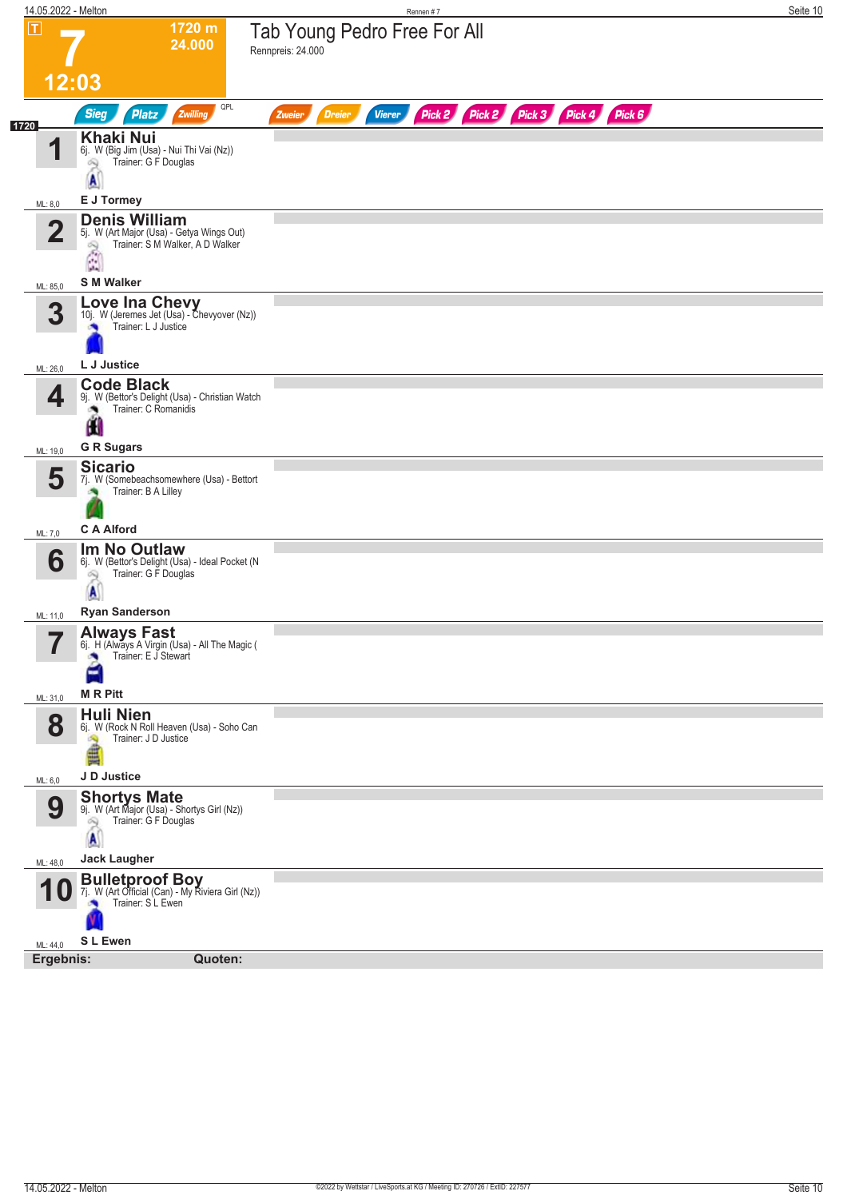# 7

**1720 m**
**24.000**

**12:03**

## Tab Young Pedro Free For All

Rennpreis: 24.000

Sieg | Platz | Zwilling | QPL | Zweier | Dreier | Vierer | Pick 2 | Pick 2 | Pick 3 | Pick 4 | Pick 6

1720

| Nr. | Pferd | ML |
|---|---|---|
| 1 | **Khaki Nui**<br>6j. W (Big Jim (Usa) - Nui Thi Vai (Nz))<br>Trainer: G F Douglas<br>**E J Tormey** | ML: 8,0 |
| 2 | **Denis William**<br>5j. W (Art Major (Usa) - Getya Wings Out)<br>Trainer: S M Walker, A D Walker<br>**S M Walker** | ML: 85,0 |
| 3 | **Love Ina Chevy**<br>10j. W (Jeremes Jet (Usa) - Chevyover (Nz))<br>Trainer: L J Justice<br>**L J Justice** | ML: 26,0 |
| 4 | **Code Black**<br>9j. W (Bettor's Delight (Usa) - Christian Watch<br>Trainer: C Romanidis<br>**G R Sugars** | ML: 19,0 |
| 5 | **Sicario**<br>7j. W (Somebeachsomewhere (Usa) - Bettort<br>Trainer: B A Lilley<br>**C A Alford** | ML: 7,0 |
| 6 | **Im No Outlaw**<br>6j. W (Bettor's Delight (Usa) - Ideal Pocket (N<br>Trainer: G F Douglas<br>**Ryan Sanderson** | ML: 11,0 |
| 7 | **Always Fast**<br>6j. H (Always A Virgin (Usa) - All The Magic (<br>Trainer: E J Stewart<br>**M R Pitt** | ML: 31,0 |
| 8 | **Huli Nien**<br>6j. W (Rock N Roll Heaven (Usa) - Soho Can<br>Trainer: J D Justice<br>**J D Justice** | ML: 6,0 |
| 9 | **Shortys Mate**<br>9j. W (Art Major (Usa) - Shortys Girl (Nz))<br>Trainer: G F Douglas<br>**Jack Laugher** | ML: 48,0 |
| 10 | **Bulletproof Boy**<br>7j. W (Art Official (Can) - My Riviera Girl (Nz))<br>Trainer: S L Ewen<br>**S L Ewen** | ML: 44,0 |

**Ergebnis:** **Quoten:**

©2022 by Wettstar / LiveSports.at KG / Meeting ID: 270726 / ExtID: 227577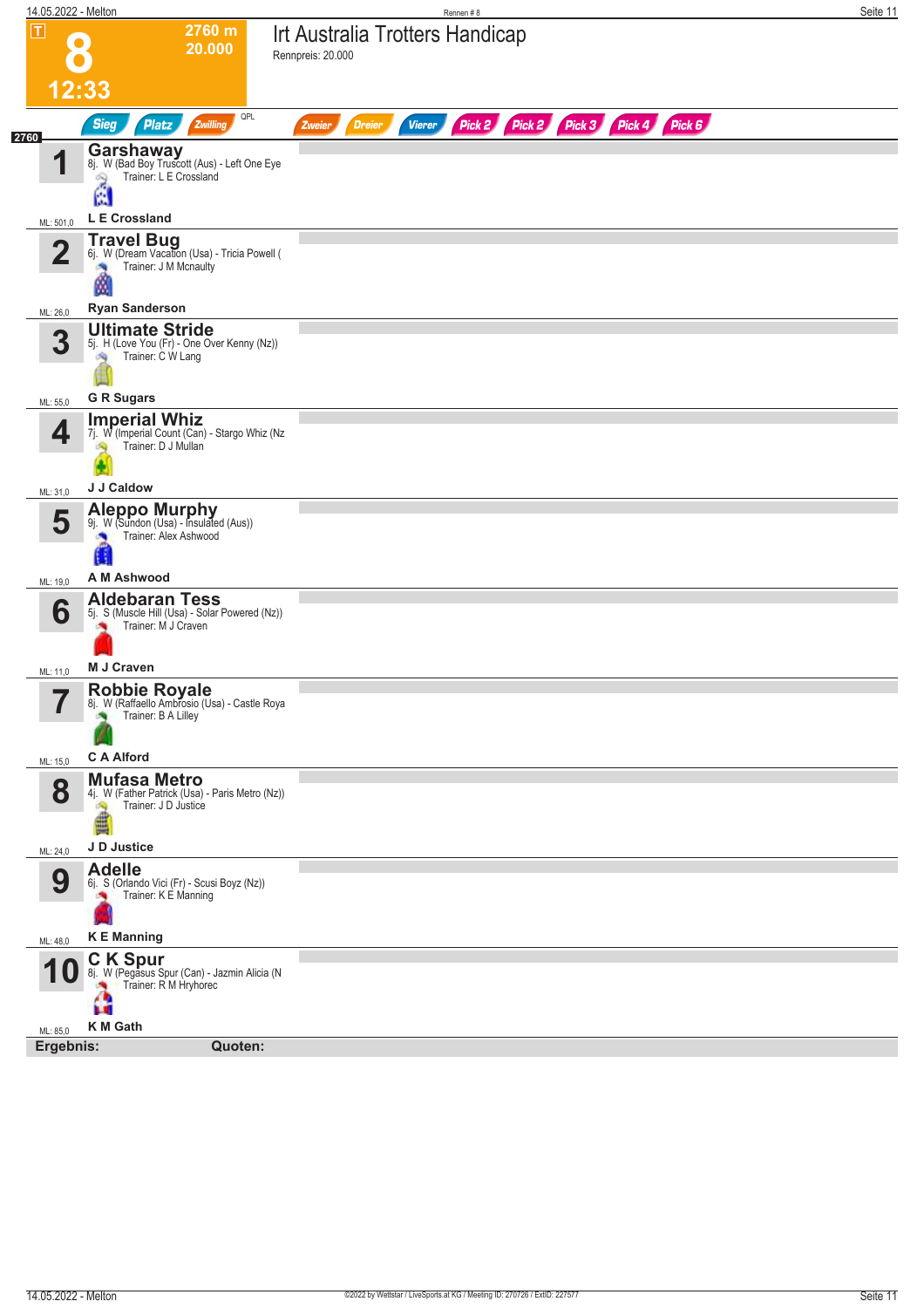# 8 — Irt Australia Trotters Handicap

T | 2760 m | 20.000 | 12:33

Rennpreis: 20.000

Sieg | Platz | Zwilling | QPL | Zweier | Dreier | Vierer | Pick 2 | Pick 2 | Pick 3 | Pick 4 | Pick 6

**2760**

| Nr. | Pferd | Details | Trainer | Fahrer | ML |
|---|---|---|---|---|---|
| 1 | **Garshaway** | 8j. W (Bad Boy Truscott (Aus) - Left One Eye | L E Crossland | L E Crossland | 501,0 |
| 2 | **Travel Bug** | 6j. W (Dream Vacation (Usa) - Tricia Powell ( | J M Mcnaulty | Ryan Sanderson | 26,0 |
| 3 | **Ultimate Stride** | 5j. H (Love You (Fr) - One Over Kenny (Nz)) | C W Lang | G R Sugars | 55,0 |
| 4 | **Imperial Whiz** | 7j. W (Imperial Count (Can) - Stargo Whiz (Nz | D J Mullan | J J Caldow | 31,0 |
| 5 | **Aleppo Murphy** | 9j. W (Sundon (Usa) - Insulated (Aus)) | Alex Ashwood | A M Ashwood | 19,0 |
| 6 | **Aldebaran Tess** | 5j. S (Muscle Hill (Usa) - Solar Powered (Nz)) | M J Craven | M J Craven | 11,0 |
| 7 | **Robbie Royale** | 8j. W (Raffaello Ambrosio (Usa) - Castle Roya | B A Lilley | C A Alford | 15,0 |
| 8 | **Mufasa Metro** | 4j. W (Father Patrick (Usa) - Paris Metro (Nz)) | J D Justice | J D Justice | 24,0 |
| 9 | **Adelle** | 6j. S (Orlando Vici (Fr) - Scusi Boyz (Nz)) | K E Manning | K E Manning | 48,0 |
| 10 | **C K Spur** | 8j. W (Pegasus Spur (Can) - Jazmin Alicia (N | R M Hryhorec | K M Gath | 85,0 |

**Ergebnis:** **Quoten:**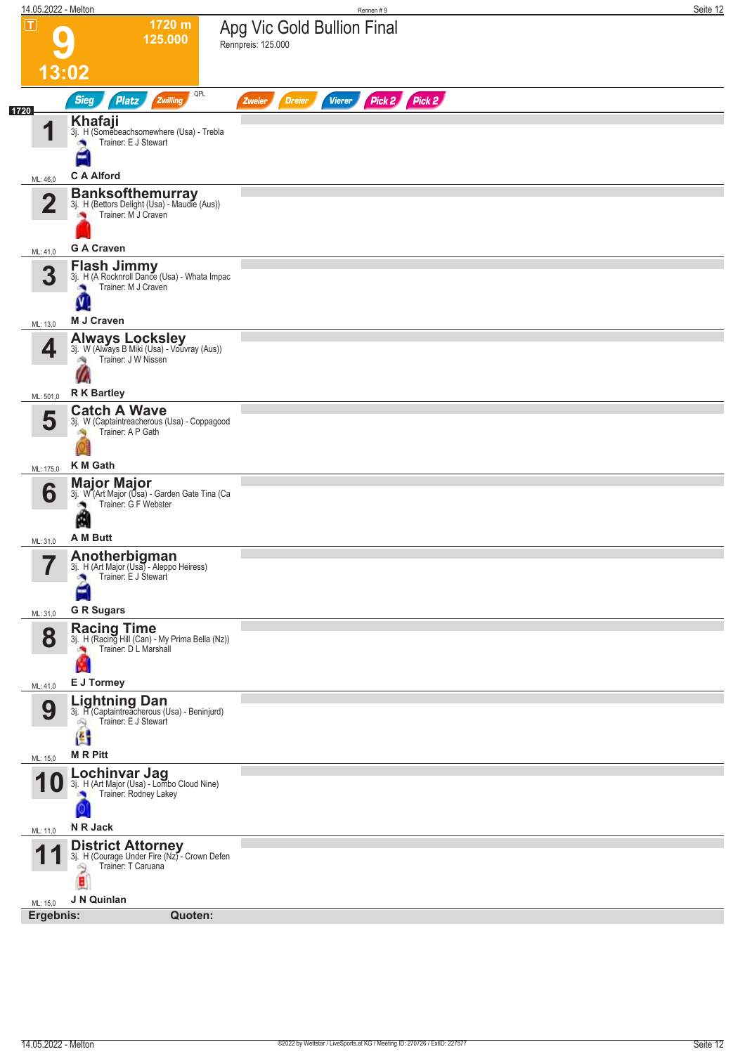# 9 — Apg Vic Gold Bullion Final

**13:02** | **1720 m** | **125.000**

Rennpreis: 125.000

Sieg | Platz | Zwilling | QPL | Zweier | Dreier | Vierer | Pick 2 | Pick 2

**1720**

| Nr. | Pferd | Abstammung | Trainer | Jockey | ML |
|---|---|---|---|---|---|
| 1 | **Khafaji** | 3j. H (Somebeachsomewhere (Usa) - Trebla | Trainer: E J Stewart | C A Alford | ML: 46,0 |
| 2 | **Banksofthemurray** | 3j. H (Bettors Delight (Usa) - Maudie (Aus)) | Trainer: M J Craven | G A Craven | ML: 41,0 |
| 3 | **Flash Jimmy** | 3j. H (A Rocknroll Dance (Usa) - Whata Impac | Trainer: M J Craven | M J Craven | ML: 13,0 |
| 4 | **Always Locksley** | 3j. W (Always B Miki (Usa) - Vouvray (Aus)) | Trainer: J W Nissen | R K Bartley | ML: 501,0 |
| 5 | **Catch A Wave** | 3j. W (Captaintreacherous (Usa) - Coppagood | Trainer: A P Gath | K M Gath | ML: 175,0 |
| 6 | **Major Major** | 3j. W (Art Major (Usa) - Garden Gate Tina (Ca | Trainer: G F Webster | A M Butt | ML: 31,0 |
| 7 | **Anotherbigman** | 3j. H (Art Major (Usa) - Aleppo Heiress) | Trainer: E J Stewart | G R Sugars | ML: 31,0 |
| 8 | **Racing Time** | 3j. H (Racing Hill (Can) - My Prima Bella (Nz)) | Trainer: D L Marshall | E J Tormey | ML: 41,0 |
| 9 | **Lightning Dan** | 3j. H (Captaintreacherous (Usa) - Beninjurd) | Trainer: E J Stewart | M R Pitt | ML: 15,0 |
| 10 | **Lochinvar Jag** | 3j. H (Art Major (Usa) - Lombo Cloud Nine) | Trainer: Rodney Lakey | N R Jack | ML: 11,0 |
| 11 | **District Attorney** | 3j. H (Courage Under Fire (Nz) - Crown Defen | Trainer: T Caruana | J N Quinlan | ML: 15,0 |

**Ergebnis:** **Quoten:**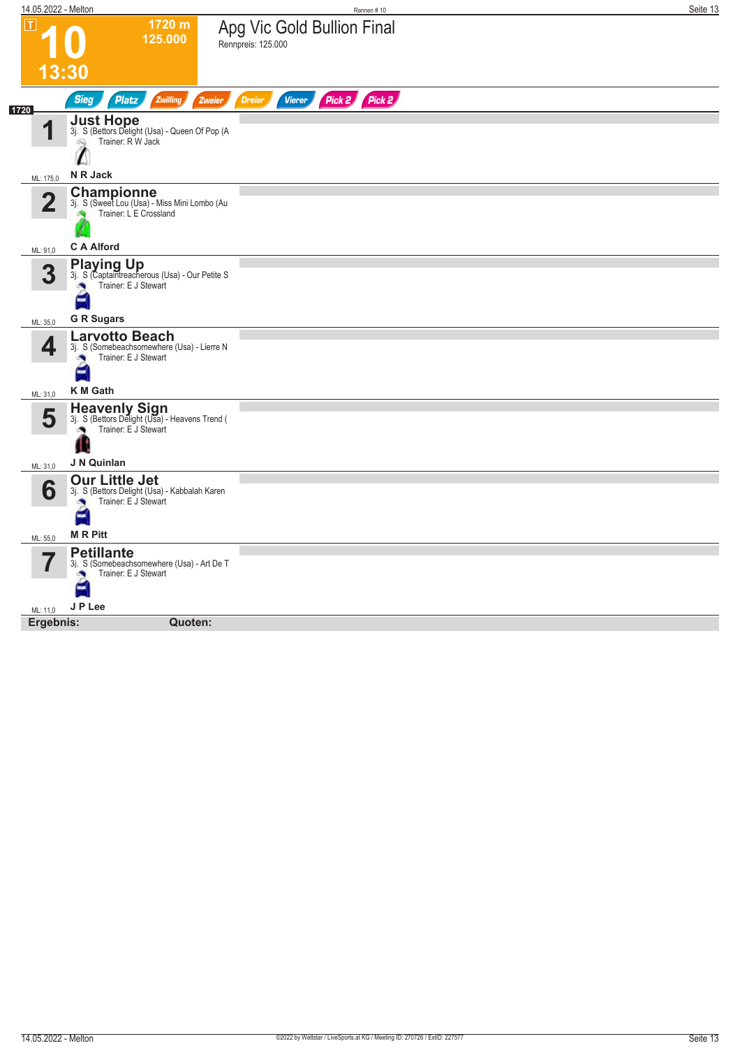# 10 — 13:30

**1720 m** · **125.000**

## Apg Vic Gold Bullion Final

Rennpreis: 125.000

Sieg | Platz | Zwilling | Zweier | Dreier | Vierer | Pick 2 | Pick 2

**1720**

| Nr. | Pferd | Abstammung | Trainer | Fahrer | ML |
|---|---|---|---|---|---|
| 1 | **Just Hope** | 3j. S (Bettors Delight (Usa) - Queen Of Pop (A | Trainer: R W Jack | **N R Jack** | ML: 175,0 |
| 2 | **Championne** | 3j. S (Sweet Lou (Usa) - Miss Mini Lombo (Au | Trainer: L E Crossland | **C A Alford** | ML: 91,0 |
| 3 | **Playing Up** | 3j. S (Captaintreacherous (Usa) - Our Petite S | Trainer: E J Stewart | **G R Sugars** | ML: 35,0 |
| 4 | **Larvotto Beach** | 3j. S (Somebeachsomewhere (Usa) - Lierre N | Trainer: E J Stewart | **K M Gath** | ML: 31,0 |
| 5 | **Heavenly Sign** | 3j. S (Bettors Delight (Usa) - Heavens Trend ( | Trainer: E J Stewart | **J N Quinlan** | ML: 31,0 |
| 6 | **Our Little Jet** | 3j. S (Bettors Delight (Usa) - Kabbalah Karen | Trainer: E J Stewart | **M R Pitt** | ML: 55,0 |
| 7 | **Petillante** | 3j. S (Somebeachsomewhere (Usa) - Art De T | Trainer: E J Stewart | **J P Lee** | ML: 11,0 |

**Ergebnis:** **Quoten:**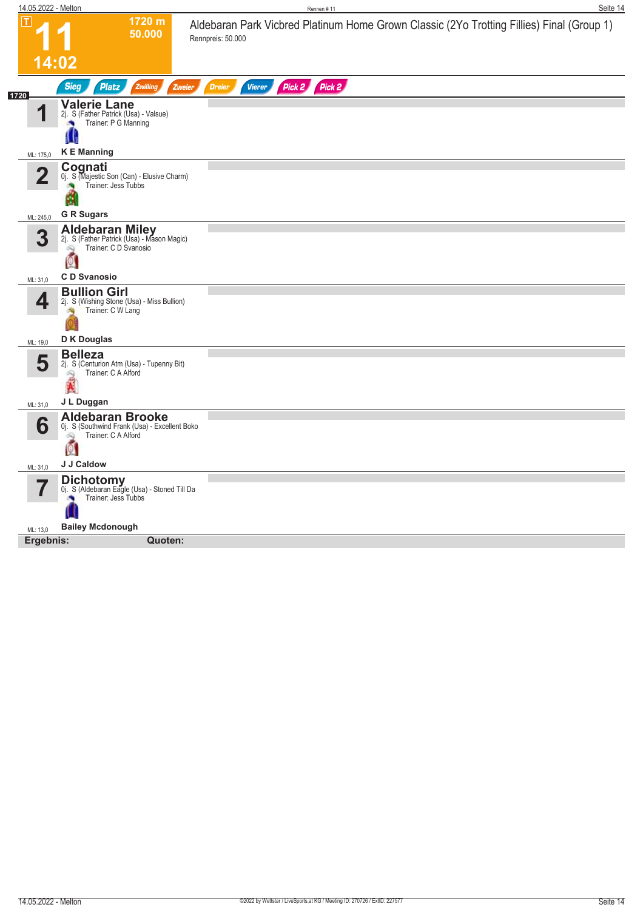# 11

**1720 m**
**50.000**

**14:02**

## Aldebaran Park Vicbred Platinum Home Grown Classic (2Yo Trotting Fillies) Final (Group 1)

Rennpreis: 50.000

Sieg | Platz | Zwilling | Zweier | Dreier | Vierer | Pick 2 | Pick 2

**1720**

| Nr. | Pferd | ML |
|---|---|---|
| 1 | **Valerie Lane**<br>2j. S (Father Patrick (Usa) - Valsue)<br>Trainer: P G Manning<br>**K E Manning** | ML: 175,0 |
| 2 | **Cognati**<br>0j. S (Majestic Son (Can) - Elusive Charm)<br>Trainer: Jess Tubbs<br>**G R Sugars** | ML: 245,0 |
| 3 | **Aldebaran Miley**<br>2j. S (Father Patrick (Usa) - Mason Magic)<br>Trainer: C D Svanosio<br>**C D Svanosio** | ML: 31,0 |
| 4 | **Bullion Girl**<br>2j. S (Wishing Stone (Usa) - Miss Bullion)<br>Trainer: C W Lang<br>**D K Douglas** | ML: 19,0 |
| 5 | **Belleza**<br>2j. S (Centurion Atm (Usa) - Tupenny Bit)<br>Trainer: C A Alford<br>**J L Duggan** | ML: 31,0 |
| 6 | **Aldebaran Brooke**<br>0j. S (Southwind Frank (Usa) - Excellent Boko<br>Trainer: C A Alford<br>**J J Caldow** | ML: 31,0 |
| 7 | **Dichotomy**<br>0j. S (Aldebaran Eagle (Usa) - Stoned Till Da<br>Trainer: Jess Tubbs<br>**Bailey Mcdonough** | ML: 13,0 |

**Ergebnis:** **Quoten:**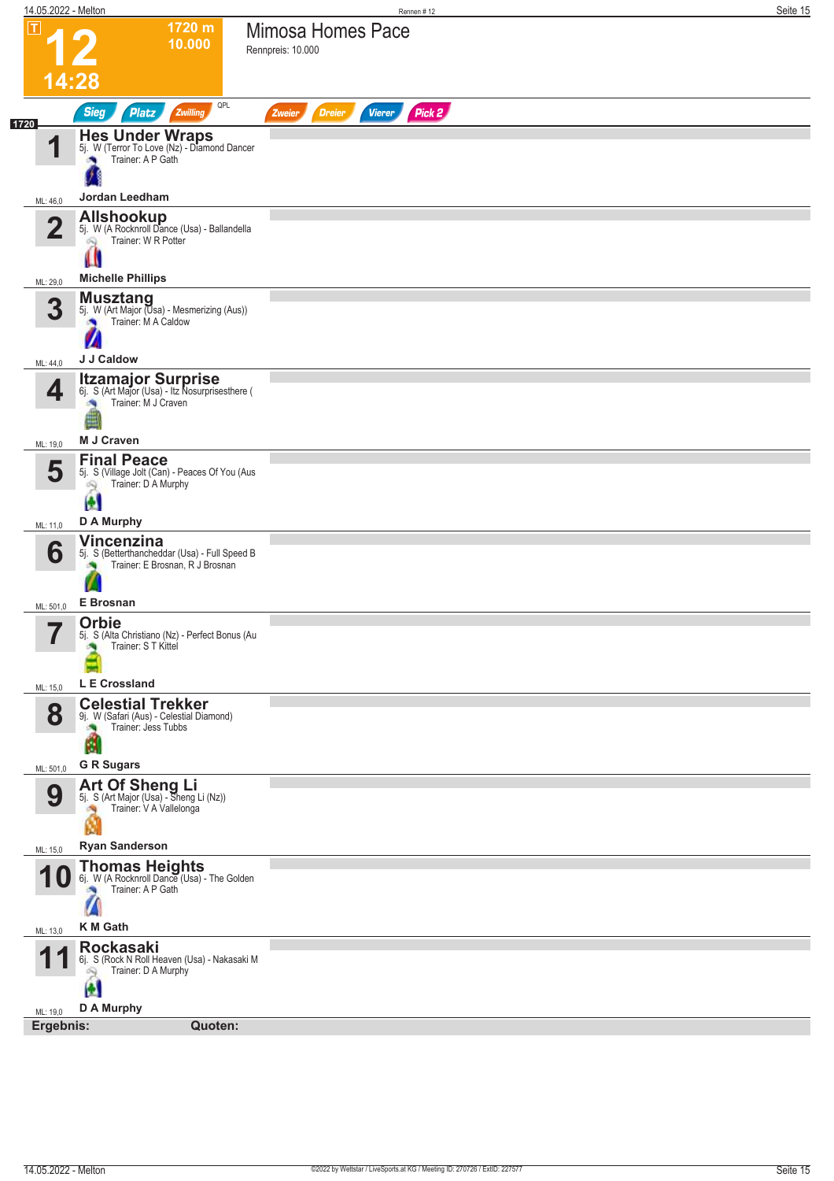# 12

**1720 m**
**10.000**

**14:28**

## Mimosa Homes Pace

Rennpreis: 10.000

Sieg | Platz | Zwilling | QPL | Zweier | Dreier | Vierer | Pick 2

**1720**

### 1 Hes Under Wraps
5j. W (Terror To Love (Nz) - Diamond Dancer
Trainer: A P Gath
**Jordan Leedham**
ML: 46,0

### 2 Allshookup
5j. W (A Rocknroll Dance (Usa) - Ballandella
Trainer: W R Potter
**Michelle Phillips**
ML: 29,0

### 3 Musztang
5j. W (Art Major (Usa) - Mesmerizing (Aus))
Trainer: M A Caldow
**J J Caldow**
ML: 44,0

### 4 Itzamajor Surprise
6j. S (Art Major (Usa) - Itz Nosurprisesthere (
Trainer: M J Craven
**M J Craven**
ML: 19,0

### 5 Final Peace
5j. S (Village Jolt (Can) - Peaces Of You (Aus
Trainer: D A Murphy
**D A Murphy**
ML: 11,0

### 6 Vincenzina
5j. S (Betterthancheddar (Usa) - Full Speed B
Trainer: E Brosnan, R J Brosnan
**E Brosnan**
ML: 501,0

### 7 Orbie
5j. S (Alta Christiano (Nz) - Perfect Bonus (Au
Trainer: S T Kittel
**L E Crossland**
ML: 15,0

### 8 Celestial Trekker
9j. W (Safari (Aus) - Celestial Diamond)
Trainer: Jess Tubbs
**G R Sugars**
ML: 501,0

### 9 Art Of Sheng Li
5j. S (Art Major (Usa) - Sheng Li (Nz))
Trainer: V A Vallelonga
**Ryan Sanderson**
ML: 15,0

### 10 Thomas Heights
6j. W (A Rocknroll Dance (Usa) - The Golden
Trainer: A P Gath
**K M Gath**
ML: 13,0

### 11 Rockasaki
6j. S (Rock N Roll Heaven (Usa) - Nakasaki M
Trainer: D A Murphy
**D A Murphy**
ML: 19,0

**Ergebnis:** **Quoten:**